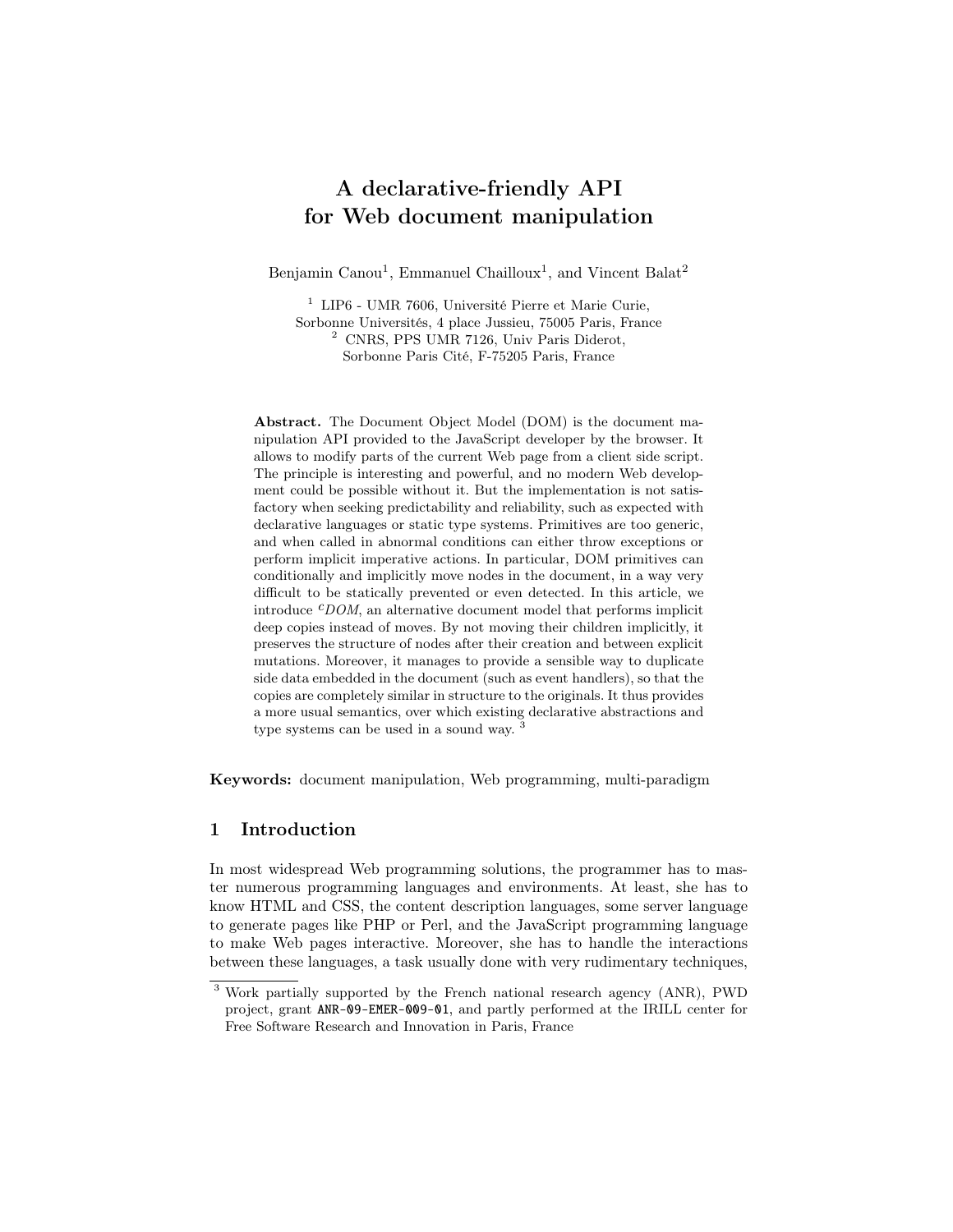// A declarative-friendly API for Web document manipulation

Benjamin Canou[1], Emmanuel Chailloux[1], and Vincent Balat[2]

[1] LIP6 - UMR 7606, Université Pierre et Marie Curie, Sorbonne Universités, 4 place Jussieu, 75005 Paris, France
[2] CNRS, PPS UMR 7126, Univ Paris Diderot, Sorbonne Paris Cité, F-75205 Paris, France

**Abstract.** The Document Object Model (DOM) is the document manipulation API provided to the JavaScript developer by the browser. It allows to modify parts of the current Web page from a client side script. The principle is interesting and powerful, and no modern Web development could be possible without it. But the implementation is not satisfactory when seeking predictability and reliability, such as expected with declarative languages or static type systems. Primitives are too generic, and when called in abnormal conditions can either throw exceptions or perform implicit imperative actions. In particular, DOM primitives can conditionally and implicitly move nodes in the document, in a way very difficult to be statically prevented or even detected. In this article, we introduce ${}^{c}$*DOM*, an alternative document model that performs implicit deep copies instead of moves. By not moving their children implicitly, it preserves the structure of nodes after their creation and between explicit mutations. Moreover, it manages to provide a sensible way to duplicate side data embedded in the document (such as event handlers), so that the copies are completely similar in structure to the originals. It thus provides a more usual semantics, over which existing declarative abstractions and type systems can be used in a sound way. [3]

**Keywords:** document manipulation, Web programming, multi-paradigm

## 1 Introduction

In most widespread Web programming solutions, the programmer has to master numerous programming languages and environments. At least, she has to know HTML and CSS, the content description languages, some server language to generate pages like PHP or Perl, and the JavaScript programming language to make Web pages interactive. Moreover, she has to handle the interactions between these languages, a task usually done with very rudimentary techniques,

[3] Work partially supported by the French national research agency (ANR), PWD project, grant ANR-09-EMER-009-01, and partly performed at the IRILL center for Free Software Research and Innovation in Paris, France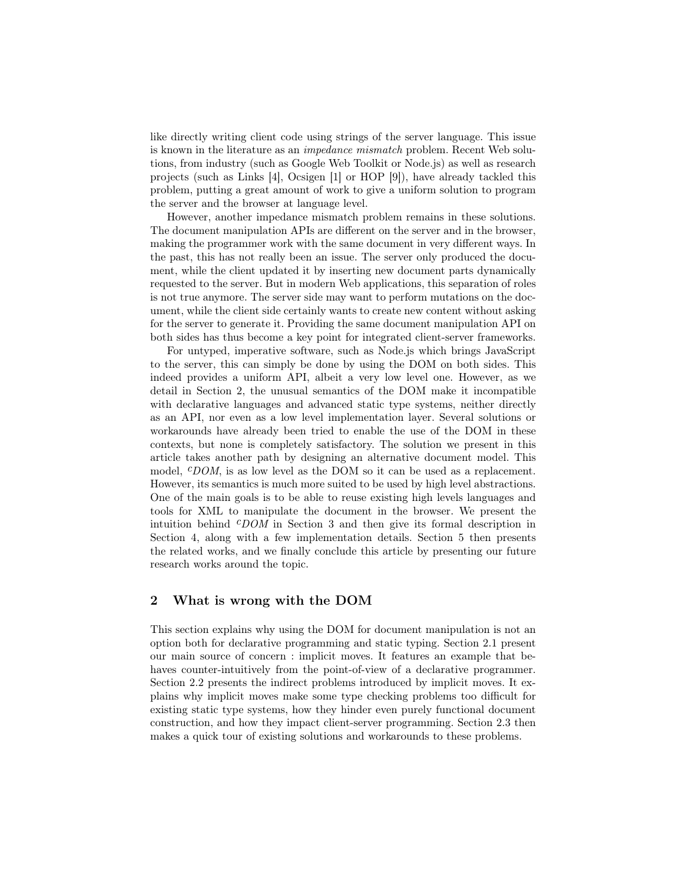like directly writing client code using strings of the server language. This issue is known in the literature as an *impedance mismatch* problem. Recent Web solutions, from industry (such as Google Web Toolkit or Node.js) as well as research projects (such as Links [4], Ocsigen [1] or HOP [9]), have already tackled this problem, putting a great amount of work to give a uniform solution to program the server and the browser at language level.

However, another impedance mismatch problem remains in these solutions. The document manipulation APIs are different on the server and in the browser, making the programmer work with the same document in very different ways. In the past, this has not really been an issue. The server only produced the document, while the client updated it by inserting new document parts dynamically requested to the server. But in modern Web applications, this separation of roles is not true anymore. The server side may want to perform mutations on the document, while the client side certainly wants to create new content without asking for the server to generate it. Providing the same document manipulation API on both sides has thus become a key point for integrated client-server frameworks.

For untyped, imperative software, such as Node.js which brings JavaScript to the server, this can simply be done by using the DOM on both sides. This indeed provides a uniform API, albeit a very low level one. However, as we detail in Section 2, the unusual semantics of the DOM make it incompatible with declarative languages and advanced static type systems, neither directly as an API, nor even as a low level implementation layer. Several solutions or workarounds have already been tried to enable the use of the DOM in these contexts, but none is completely satisfactory. The solution we present in this article takes another path by designing an alternative document model. This model, ${}^{c}$*DOM*, is as low level as the DOM so it can be used as a replacement. However, its semantics is much more suited to be used by high level abstractions. One of the main goals is to be able to reuse existing high levels languages and tools for XML to manipulate the document in the browser. We present the intuition behind ${}^{c}$*DOM* in Section 3 and then give its formal description in Section 4, along with a few implementation details. Section 5 then presents the related works, and we finally conclude this article by presenting our future research works around the topic.

## 2 What is wrong with the DOM

This section explains why using the DOM for document manipulation is not an option both for declarative programming and static typing. Section 2.1 present our main source of concern : implicit moves. It features an example that behaves counter-intuitively from the point-of-view of a declarative programmer. Section 2.2 presents the indirect problems introduced by implicit moves. It explains why implicit moves make some type checking problems too difficult for existing static type systems, how they hinder even purely functional document construction, and how they impact client-server programming. Section 2.3 then makes a quick tour of existing solutions and workarounds to these problems.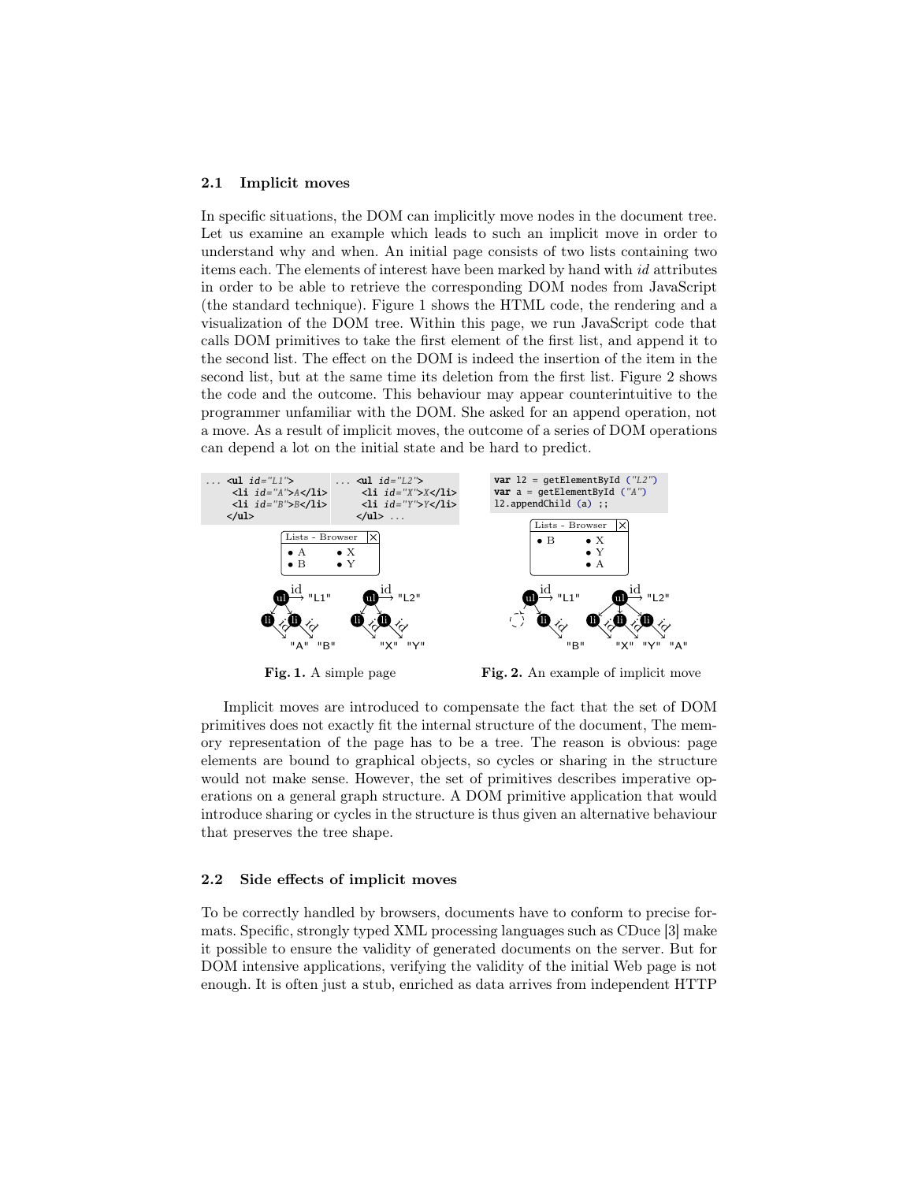### 2.1 Implicit moves

In specific situations, the DOM can implicitly move nodes in the document tree. Let us examine an example which leads to such an implicit move in order to understand why and when. An initial page consists of two lists containing two items each. The elements of interest have been marked by hand with *id* attributes in order to be able to retrieve the corresponding DOM nodes from JavaScript (the standard technique). Figure 1 shows the HTML code, the rendering and a visualization of the DOM tree. Within this page, we run JavaScript code that calls DOM primitives to take the first element of the first list, and append it to the second list. The effect on the DOM is indeed the insertion of the item in the second list, but at the same time its deletion from the first list. Figure 2 shows the code and the outcome. This behaviour may appear counterintuitive to the programmer unfamiliar with the DOM. She asked for an append operation, not a move. As a result of implicit moves, the outcome of a series of DOM operations can depend a lot on the initial state and be hard to predict.

```
... <ul id="L1">
      <li id="A">A</li>
      <li id="B">B</li>
    </ul>
```

```
... <ul id="L2">
      <li id="X">X</li>
      <li id="Y">Y</li>
    </ul> ...
```

**Fig. 1.** A simple page

```
var l2 = getElementById ("L2")
var a = getElementById ("A")
l2.appendChild (a) ;;
```

**Fig. 2.** An example of implicit move

Implicit moves are introduced to compensate the fact that the set of DOM primitives does not exactly fit the internal structure of the document, The memory representation of the page has to be a tree. The reason is obvious: page elements are bound to graphical objects, so cycles or sharing in the structure would not make sense. However, the set of primitives describes imperative operations on a general graph structure. A DOM primitive application that would introduce sharing or cycles in the structure is thus given an alternative behaviour that preserves the tree shape.

### 2.2 Side effects of implicit moves

To be correctly handled by browsers, documents have to conform to precise formats. Specific, strongly typed XML processing languages such as CDuce [3] make it possible to ensure the validity of generated documents on the server. But for DOM intensive applications, verifying the validity of the initial Web page is not enough. It is often just a stub, enriched as data arrives from independent HTTP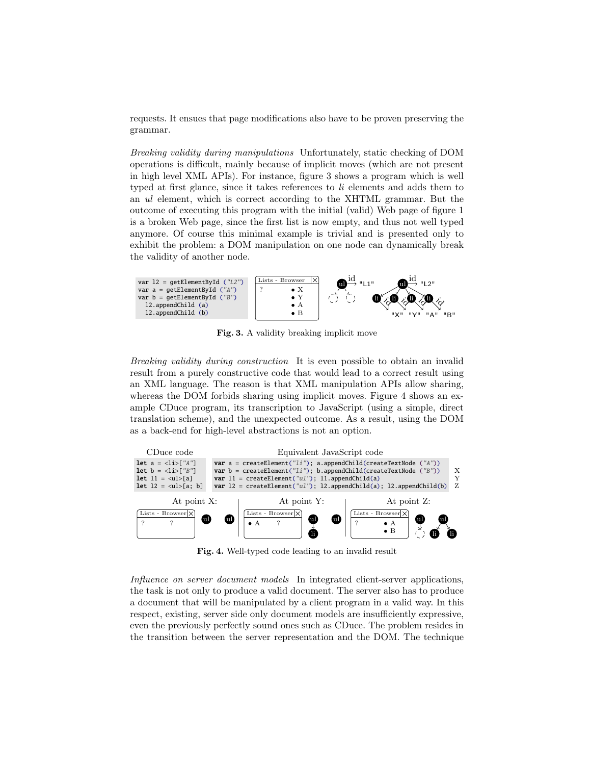requests. It ensues that page modifications also have to be proven preserving the grammar.

*Breaking validity during manipulations* Unfortunately, static checking of DOM operations is difficult, mainly because of implicit moves (which are not present in high level XML APIs). For instance, figure 3 shows a program which is well typed at first glance, since it takes references to *li* elements and adds them to an *ul* element, which is correct according to the XHTML grammar. But the outcome of executing this program with the initial (valid) Web page of figure 1 is a broken Web page, since the first list is now empty, and thus not well typed anymore. Of course this minimal example is trivial and is presented only to exhibit the problem: a DOM manipulation on one node can dynamically break the validity of another node.

```
var l2 = getElementById ("L2")
var a = getElementById ("A")
var b = getElementById ("B")
  l2.appendChild (a)
  l2.appendChild (b)
```

**Fig. 3.** A validity breaking implicit move

*Breaking validity during construction* It is even possible to obtain an invalid result from a purely constructive code that would lead to a correct result using an XML language. The reason is that XML manipulation APIs allow sharing, whereas the DOM forbids sharing using implicit moves. Figure 4 shows an example CDuce program, its transcription to JavaScript (using a simple, direct translation scheme), and the unexpected outcome. As a result, using the DOM as a back-end for high-level abstractions is not an option.

CDuce code

```
let a = <li>["A"]
let b = <li>["B"]
let l1 = <ul>[a]
let l2 = <ul>[a; b]
```

Equivalent JavaScript code

```
var a = createElement("li"); a.appendChild(createTextNode ("A"))
var b = createElement("li"); b.appendChild(createTextNode ("B"))     X
var l1 = createElement("ul"); l1.appendChild(a)                      Y
var l2 = createElement("ul"); l2.appendChild(a); l2.appendChild(b)   Z
```

**Fig. 4.** Well-typed code leading to an invalid result

*Influence on server document models* In integrated client-server applications, the task is not only to produce a valid document. The server also has to produce a document that will be manipulated by a client program in a valid way. In this respect, existing, server side only document models are insufficiently expressive, even the previously perfectly sound ones such as CDuce. The problem resides in the transition between the server representation and the DOM. The technique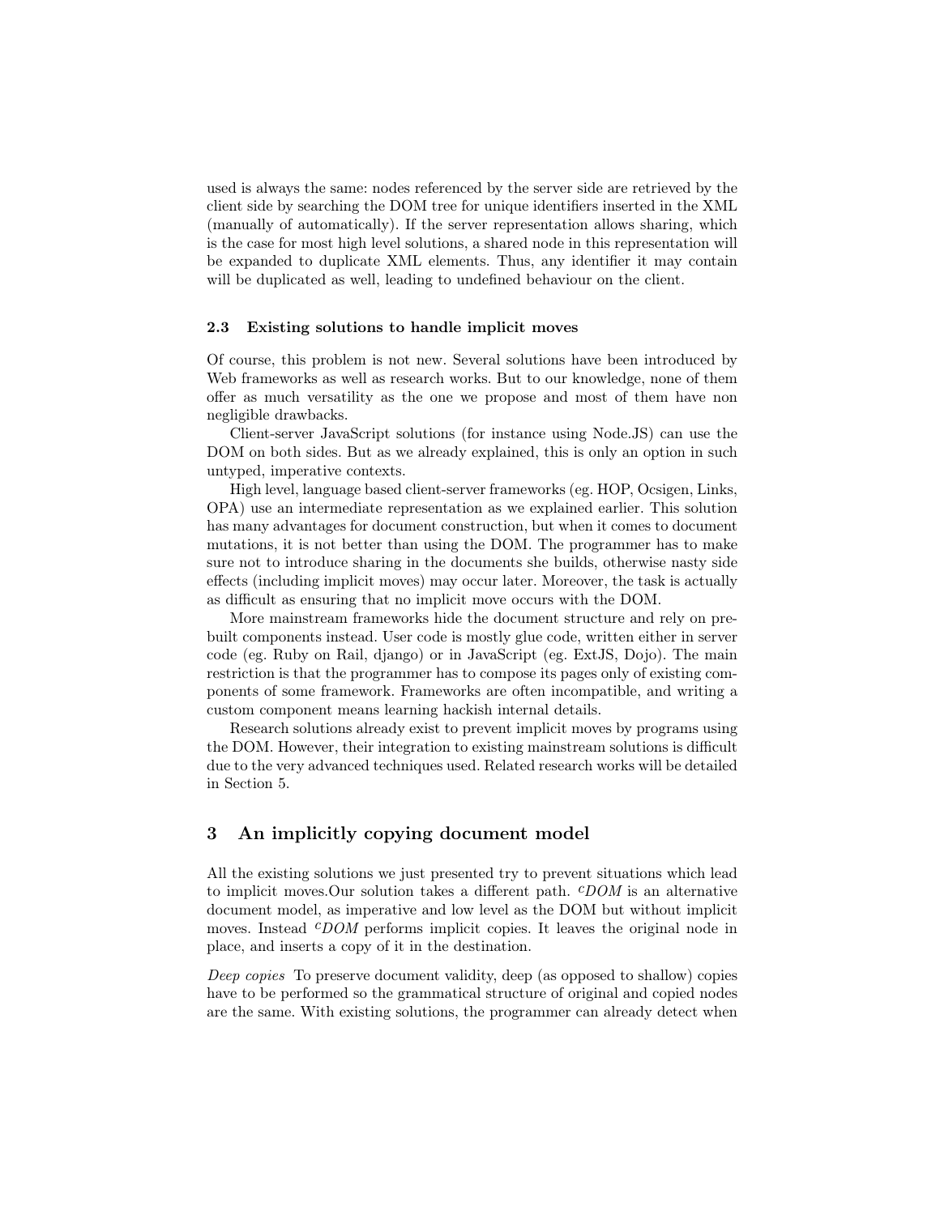used is always the same: nodes referenced by the server side are retrieved by the client side by searching the DOM tree for unique identifiers inserted in the XML (manually of automatically). If the server representation allows sharing, which is the case for most high level solutions, a shared node in this representation will be expanded to duplicate XML elements. Thus, any identifier it may contain will be duplicated as well, leading to undefined behaviour on the client.

### 2.3 Existing solutions to handle implicit moves

Of course, this problem is not new. Several solutions have been introduced by Web frameworks as well as research works. But to our knowledge, none of them offer as much versatility as the one we propose and most of them have non negligible drawbacks.

Client-server JavaScript solutions (for instance using Node.JS) can use the DOM on both sides. But as we already explained, this is only an option in such untyped, imperative contexts.

High level, language based client-server frameworks (eg. HOP, Ocsigen, Links, OPA) use an intermediate representation as we explained earlier. This solution has many advantages for document construction, but when it comes to document mutations, it is not better than using the DOM. The programmer has to make sure not to introduce sharing in the documents she builds, otherwise nasty side effects (including implicit moves) may occur later. Moreover, the task is actually as difficult as ensuring that no implicit move occurs with the DOM.

More mainstream frameworks hide the document structure and rely on pre-built components instead. User code is mostly glue code, written either in server code (eg. Ruby on Rail, django) or in JavaScript (eg. ExtJS, Dojo). The main restriction is that the programmer has to compose its pages only of existing components of some framework. Frameworks are often incompatible, and writing a custom component means learning hackish internal details.

Research solutions already exist to prevent implicit moves by programs using the DOM. However, their integration to existing mainstream solutions is difficult due to the very advanced techniques used. Related research works will be detailed in Section 5.

## 3 An implicitly copying document model

All the existing solutions we just presented try to prevent situations which lead to implicit moves.Our solution takes a different path. ${}^{c}DOM$ is an alternative document model, as imperative and low level as the DOM but without implicit moves. Instead ${}^{c}DOM$ performs implicit copies. It leaves the original node in place, and inserts a copy of it in the destination.

*Deep copies* To preserve document validity, deep (as opposed to shallow) copies have to be performed so the grammatical structure of original and copied nodes are the same. With existing solutions, the programmer can already detect when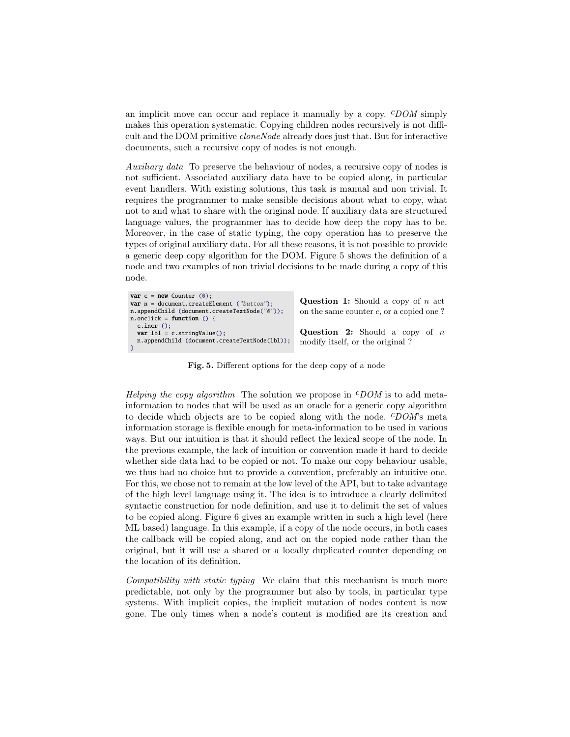an implicit move can occur and replace it manually by a copy. $^{c}DOM$ simply makes this operation systematic. Copying children nodes recursively is not difficult and the DOM primitive *cloneNode* already does just that. But for interactive documents, such a recursive copy of nodes is not enough.

*Auxiliary data* To preserve the behaviour of nodes, a recursive copy of nodes is not sufficient. Associated auxiliary data have to be copied along, in particular event handlers. With existing solutions, this task is manual and non trivial. It requires the programmer to make sensible decisions about what to copy, what not to and what to share with the original node. If auxiliary data are structured language values, the programmer has to decide how deep the copy has to be. Moreover, in the case of static typing, the copy operation has to preserve the types of original auxiliary data. For all these reasons, it is not possible to provide a generic deep copy algorithm for the DOM. Figure 5 shows the definition of a node and two examples of non trivial decisions to be made during a copy of this node.

```
var c = new Counter (0);
var n = document.createElement ("button");
n.appendChild (document.createTextNode("0"));
n.onclick = function () {
  c.incr ();
  var lbl = c.stringValue();
  n.appendChild (document.createTextNode(lbl));
}
```

**Question 1:** Should a copy of $n$ act on the same counter $c$, or a copied one ?

**Question 2:** Should a copy of $n$ modify itself, or the original ?

**Fig. 5.** Different options for the deep copy of a node

*Helping the copy algorithm* The solution we propose in $^{c}DOM$ is to add meta-information to nodes that will be used as an oracle for a generic copy algorithm to decide which objects are to be copied along with the node. $^{c}DOM$'s meta information storage is flexible enough for meta-information to be used in various ways. But our intuition is that it should reflect the lexical scope of the node. In the previous example, the lack of intuition or convention made it hard to decide whether side data had to be copied or not. To make our copy behaviour usable, we thus had no choice but to provide a convention, preferably an intuitive one. For this, we chose not to remain at the low level of the API, but to take advantage of the high level language using it. The idea is to introduce a clearly delimited syntactic construction for node definition, and use it to delimit the set of values to be copied along. Figure 6 gives an example written in such a high level (here ML based) language. In this example, if a copy of the node occurs, in both cases the callback will be copied along, and act on the copied node rather than the original, but it will use a shared or a locally duplicated counter depending on the location of its definition.

*Compatibility with static typing* We claim that this mechanism is much more predictable, not only by the programmer but also by tools, in particular type systems. With implicit copies, the implicit mutation of nodes content is now gone. The only times when a node's content is modified are its creation and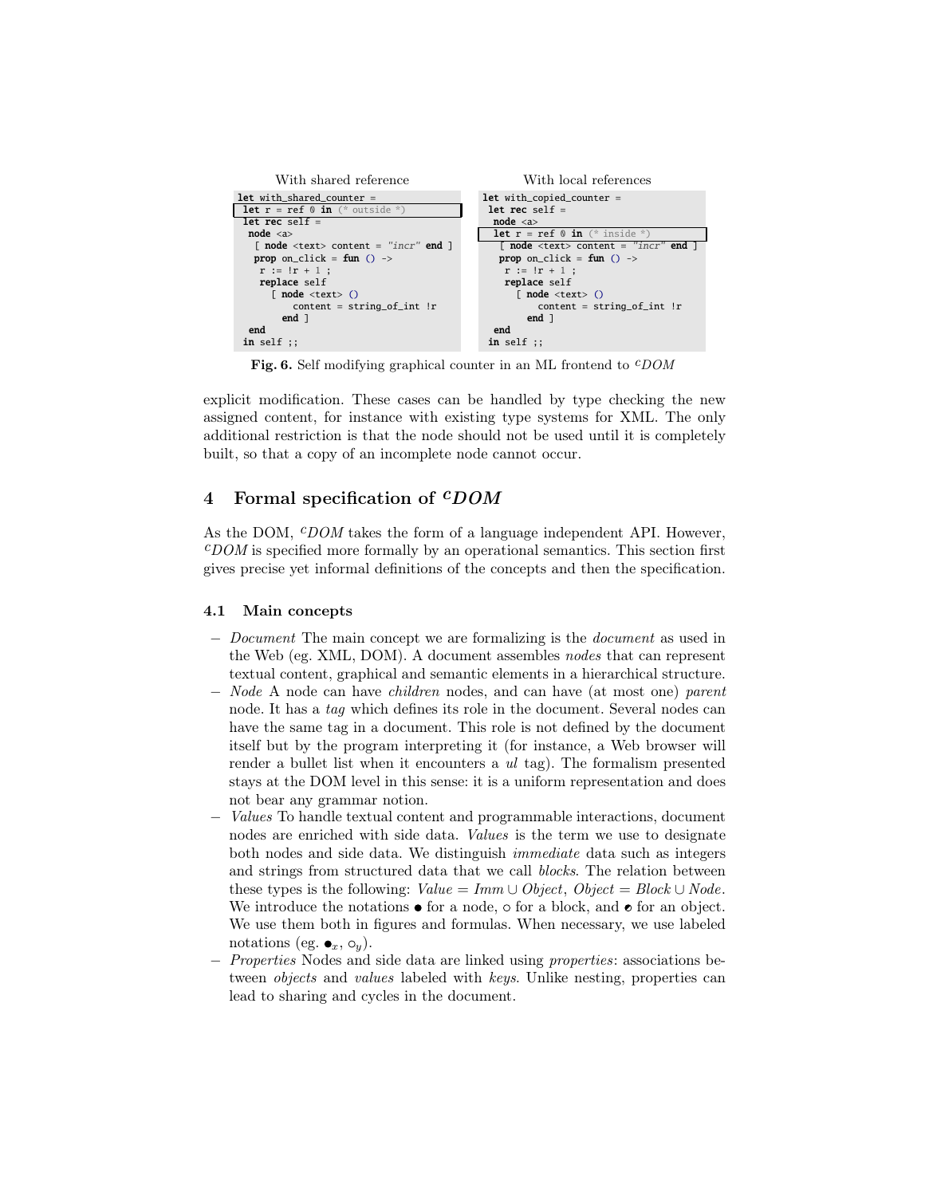With shared reference

```
let with_shared_counter =
 let r = ref 0 in (* outside *)
 let rec self =
  node <a>
   [ node <text> content = "incr" end ]
   prop on_click = fun () ->
    r := !r + 1 ;
    replace self
      [ node <text> ()
          content = string_of_int !r
        end ]
  end
 in self ;;
```

With local references

```
let with_copied_counter =
 let rec self =
  node <a>
   let r = ref 0 in (* inside *)
   [ node <text> content = "incr" end ]
   prop on_click = fun () ->
    r := !r + 1 ;
    replace self
      [ node <text> ()
          content = string_of_int !r
        end ]
  end
 in self ;;
```

**Fig. 6.** Self modifying graphical counter in an ML frontend to ${}^{c}DOM$

explicit modification. These cases can be handled by type checking the new assigned content, for instance with existing type systems for XML. The only additional restriction is that the node should not be used until it is completely built, so that a copy of an incomplete node cannot occur.

## 4 Formal specification of ${}^{c}DOM$

As the DOM, ${}^{c}DOM$ takes the form of a language independent API. However, ${}^{c}DOM$ is specified more formally by an operational semantics. This section first gives precise yet informal definitions of the concepts and then the specification.

### 4.1 Main concepts

- *Document* The main concept we are formalizing is the *document* as used in the Web (eg. XML, DOM). A document assembles *nodes* that can represent textual content, graphical and semantic elements in a hierarchical structure.
- *Node* A node can have *children* nodes, and can have (at most one) *parent* node. It has a *tag* which defines its role in the document. Several nodes can have the same tag in a document. This role is not defined by the document itself but by the program interpreting it (for instance, a Web browser will render a bullet list when it encounters a *ul* tag). The formalism presented stays at the DOM level in this sense: it is a uniform representation and does not bear any grammar notion.
- *Values* To handle textual content and programmable interactions, document nodes are enriched with side data. *Values* is the term we use to designate both nodes and side data. We distinguish *immediate* data such as integers and strings from structured data that we call *blocks*. The relation between these types is the following: $Value = Imm \cup Object$, $Object = Block \cup Node$. We introduce the notations $\bullet$ for a node, $\circ$ for a block, and $\mathbin{\rotatebox[origin=c]{45}{$\ominus$}}$ for an object. We use them both in figures and formulas. When necessary, we use labeled notations (eg. $\bullet_x$, $\circ_y$).
- *Properties* Nodes and side data are linked using *properties*: associations between *objects* and *values* labeled with *keys*. Unlike nesting, properties can lead to sharing and cycles in the document.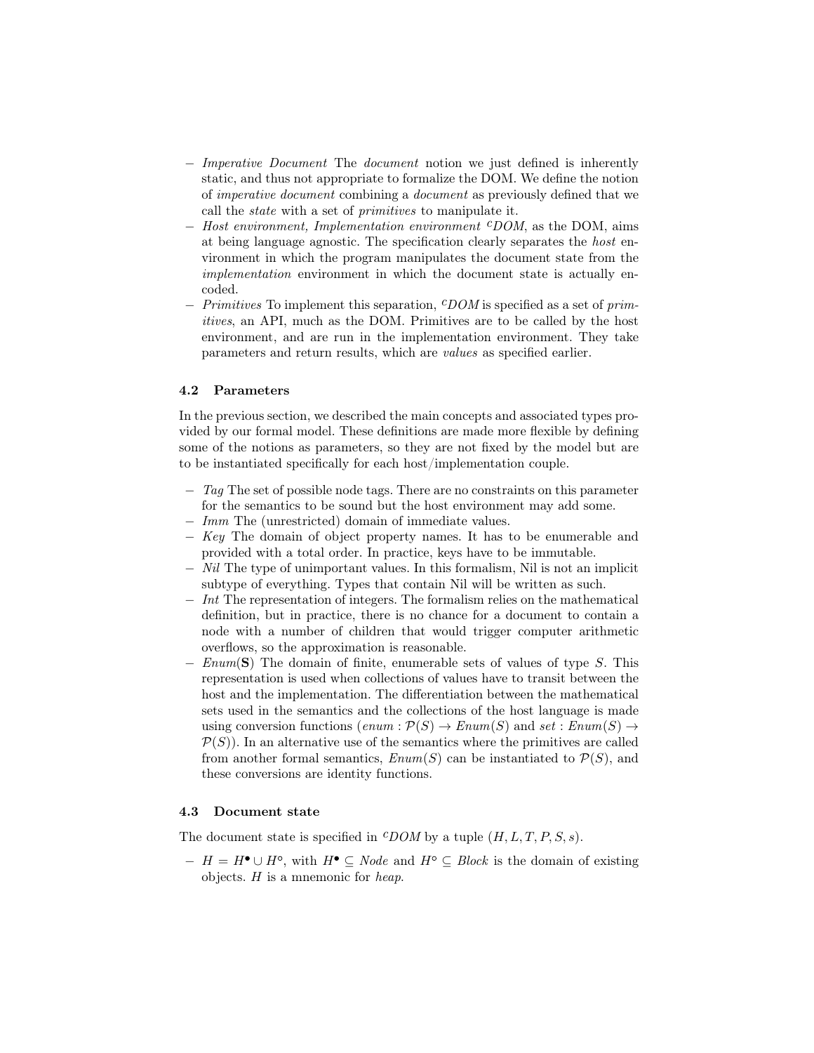- *Imperative Document* The *document* notion we just defined is inherently static, and thus not appropriate to formalize the DOM. We define the notion of *imperative document* combining a *document* as previously defined that we call the *state* with a set of *primitives* to manipulate it.
- *Host environment, Implementation environment* ${}^{c}DOM$, as the DOM, aims at being language agnostic. The specification clearly separates the *host* environment in which the program manipulates the document state from the *implementation* environment in which the document state is actually encoded.
- *Primitives* To implement this separation, ${}^{c}DOM$ is specified as a set of *primitives*, an API, much as the DOM. Primitives are to be called by the host environment, and are run in the implementation environment. They take parameters and return results, which are *values* as specified earlier.

### 4.2 Parameters

In the previous section, we described the main concepts and associated types provided by our formal model. These definitions are made more flexible by defining some of the notions as parameters, so they are not fixed by the model but are to be instantiated specifically for each host/implementation couple.

- *Tag* The set of possible node tags. There are no constraints on this parameter for the semantics to be sound but the host environment may add some.
- *Imm* The (unrestricted) domain of immediate values.
- *Key* The domain of object property names. It has to be enumerable and provided with a total order. In practice, keys have to be immutable.
- *Nil* The type of unimportant values. In this formalism, Nil is not an implicit subtype of everything. Types that contain Nil will be written as such.
- *Int* The representation of integers. The formalism relies on the mathematical definition, but in practice, there is no chance for a document to contain a node with a number of children that would trigger computer arithmetic overflows, so the approximation is reasonable.
- *Enum*(**S**) The domain of finite, enumerable sets of values of type $S$. This representation is used when collections of values have to transit between the host and the implementation. The differentiation between the mathematical sets used in the semantics and the collections of the host language is made using conversion functions ($enum : \mathcal{P}(S) \rightarrow Enum(S)$ and $set : Enum(S) \rightarrow \mathcal{P}(S)$). In an alternative use of the semantics where the primitives are called from another formal semantics, $Enum(S)$ can be instantiated to $\mathcal{P}(S)$, and these conversions are identity functions.

### 4.3 Document state

The document state is specified in ${}^{c}DOM$ by a tuple $(H, L, T, P, S, s)$.

- $H = H^{\bullet} \cup H^{\circ}$, with $H^{\bullet} \subseteq Node$ and $H^{\circ} \subseteq Block$ is the domain of existing objects. $H$ is a mnemonic for *heap*.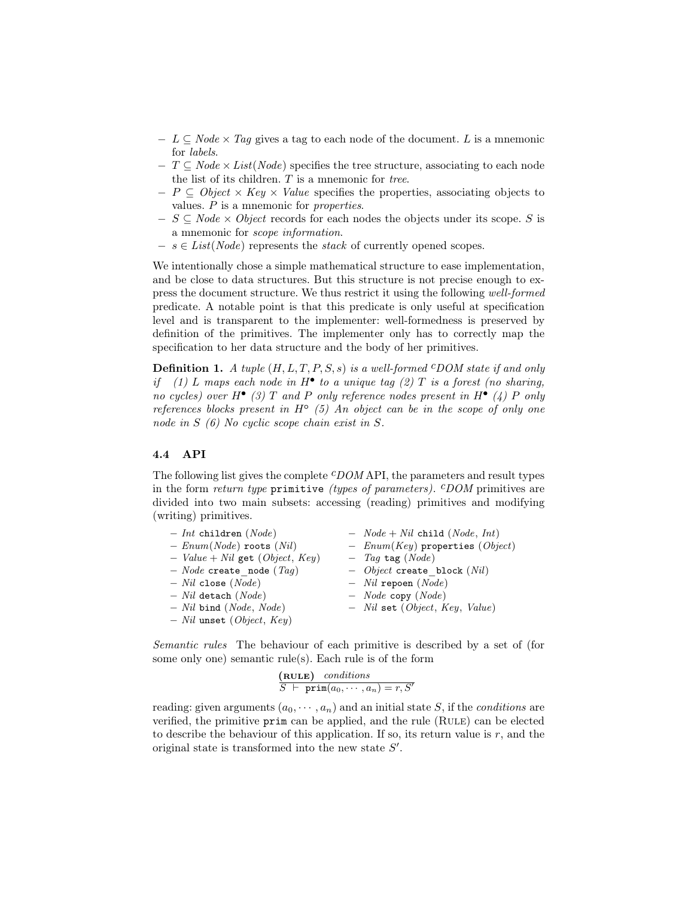- $L \subseteq Node \times Tag$ gives a tag to each node of the document. $L$ is a mnemonic for *labels*.
- $T \subseteq Node \times List(Node)$ specifies the tree structure, associating to each node the list of its children. $T$ is a mnemonic for *tree*.
- $P \subseteq Object \times Key \times Value$ specifies the properties, associating objects to values. $P$ is a mnemonic for *properties*.
- $S \subseteq Node \times Object$ records for each nodes the objects under its scope. $S$ is a mnemonic for *scope information*.
- $s \in List(Node)$ represents the *stack* of currently opened scopes.

We intentionally chose a simple mathematical structure to ease implementation, and be close to data structures. But this structure is not precise enough to express the document structure. We thus restrict it using the following *well-formed* predicate. A notable point is that this predicate is only useful at specification level and is transparent to the implementer: well-formedness is preserved by definition of the primitives. The implementer only has to correctly map the specification to her data structure and the body of her primitives.

**Definition 1.** *A tuple $(H, L, T, P, S, s)$ is a well-formed ${}^{c}DOM$ state if and only if (1) $L$ maps each node in $H^{\bullet}$ to a unique tag (2) $T$ is a forest (no sharing, no cycles) over $H^{\bullet}$ (3) $T$ and $P$ only reference nodes present in $H^{\bullet}$ (4) $P$ only references blocks present in $H^{\circ}$ (5) An object can be in the scope of only one node in $S$ (6) No cyclic scope chain exist in $S$.*

### 4.4 API

The following list gives the complete ${}^{c}DOM$ API, the parameters and result types in the form *return type* `primitive` *(types of parameters)*. ${}^{c}DOM$ primitives are divided into two main subsets: accessing (reading) primitives and modifying (writing) primitives.

- *Int* `children` (*Node*)
- *Node + Nil* `child` (*Node*, *Int*)
- *Enum*(*Node*) `roots` (*Nil*)
- *Enum*(*Key*) `properties` (*Object*)
- *Value + Nil* `get` (*Object*, *Key*)
- *Tag* `tag` (*Node*)
- *Node* `create_node` (*Tag*)
- *Object* `create_block` (*Nil*)
- *Nil* `close` (*Node*)
- *Nil* `repoen` (*Node*)
- *Nil* `detach` (*Node*)
- *Node* `copy` (*Node*)
- *Nil* `bind` (*Node*, *Node*)
- *Nil* `set` (*Object*, *Key*, *Value*)
- *Nil* `unset` (*Object*, *Key*)

*Semantic rules* The behaviour of each primitive is described by a set of (for some only one) semantic rule(s). Each rule is of the form

$$\frac{(\textbf{RULE})\quad conditions}{S \vdash \texttt{prim}(a_0, \cdots, a_n) = r, S'}$$

reading: given arguments $(a_0, \cdots, a_n)$ and an initial state $S$, if the *conditions* are verified, the primitive `prim` can be applied, and the rule (Rule) can be elected to describe the behaviour of this application. If so, its return value is $r$, and the original state is transformed into the new state $S'$.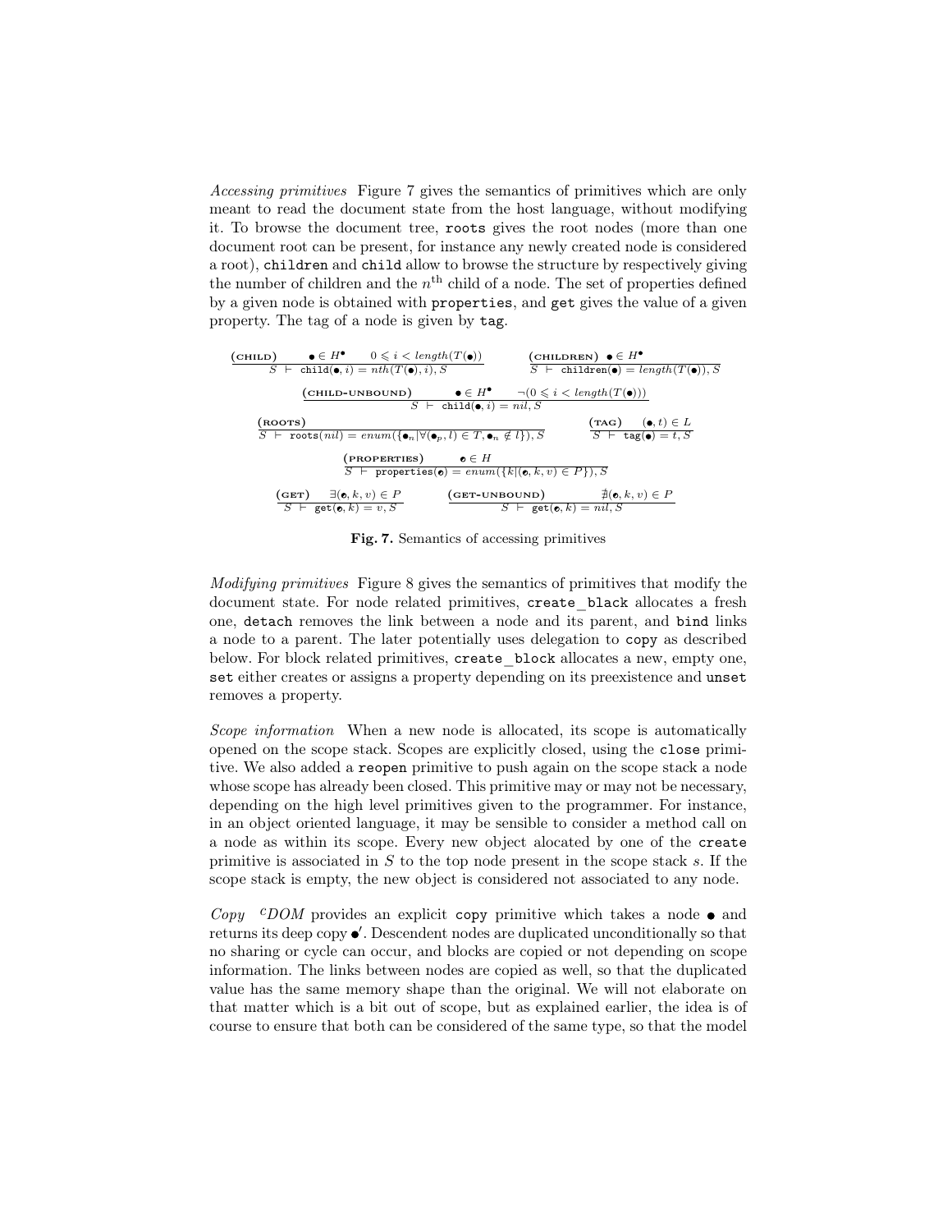*Accessing primitives* Figure 7 gives the semantics of primitives which are only meant to read the document state from the host language, without modifying it. To browse the document tree, `roots` gives the root nodes (more than one document root can be present, for instance any newly created node is considered a root), `children` and `child` allow to browse the structure by respectively giving the number of children and the $n^{\text{th}}$ child of a node. The set of properties defined by a given node is obtained with `properties`, and `get` gives the value of a given property. The tag of a node is given by `tag`.

$$\frac{(\textsc{child}) \quad \bullet \in H^{\bullet} \quad 0 \leqslant i < length(T(\bullet))}{S \;\vdash\; \texttt{child}(\bullet, i) = nth(T(\bullet), i), S} \qquad \frac{(\textsc{children}) \quad \bullet \in H^{\bullet}}{S \;\vdash\; \texttt{children}(\bullet) = length(T(\bullet)), S}$$

$$\frac{(\textsc{child-unbound}) \quad \bullet \in H^{\bullet} \quad \neg(0 \leqslant i < length(T(\bullet)))}{S \;\vdash\; \texttt{child}(\bullet, i) = nil, S}$$

$$\frac{(\textsc{roots})}{S \;\vdash\; \texttt{roots}(nil) = enum(\{\bullet_n | \forall(\bullet_p, l) \in T, \bullet_n \notin l\}), S} \qquad \frac{(\textsc{tag}) \quad (\bullet, t) \in L}{S \;\vdash\; \texttt{tag}(\bullet) = t, S}$$

$$\frac{(\textsc{properties}) \quad \circ \in H}{S \;\vdash\; \texttt{properties}(\circ) = enum(\{k | (\circ, k, v) \in P\}), S}$$

$$\frac{(\textsc{get}) \quad \exists(\circ, k, v) \in P}{S \;\vdash\; \texttt{get}(\circ, k) = v, S} \qquad \frac{(\textsc{get-unbound}) \quad \nexists(\circ, k, v) \in P}{S \;\vdash\; \texttt{get}(\circ, k) = nil, S}$$

**Fig. 7.** Semantics of accessing primitives

*Modifying primitives* Figure 8 gives the semantics of primitives that modify the document state. For node related primitives, `create_black` allocates a fresh one, `detach` removes the link between a node and its parent, and `bind` links a node to a parent. The later potentially uses delegation to `copy` as described below. For block related primitives, `create_block` allocates a new, empty one, `set` either creates or assigns a property depending on its preexistence and `unset` removes a property.

*Scope information* When a new node is allocated, its scope is automatically opened on the scope stack. Scopes are explicitly closed, using the `close` primitive. We also added a `reopen` primitive to push again on the scope stack a node whose scope has already been closed. This primitive may or may not be necessary, depending on the high level primitives given to the programmer. For instance, in an object oriented language, it may be sensible to consider a method call on a node as within its scope. Every new object alocated by one of the `create` primitive is associated in $S$ to the top node present in the scope stack $s$. If the scope stack is empty, the new object is considered not associated to any node.

*Copy* ${}^{c}DOM$ provides an explicit `copy` primitive which takes a node $\bullet$ and returns its deep copy $\bullet'$. Descendent nodes are duplicated unconditionally so that no sharing or cycle can occur, and blocks are copied or not depending on scope information. The links between nodes are copied as well, so that the duplicated value has the same memory shape than the original. We will not elaborate on that matter which is a bit out of scope, but as explained earlier, the idea is of course to ensure that both can be considered of the same type, so that the model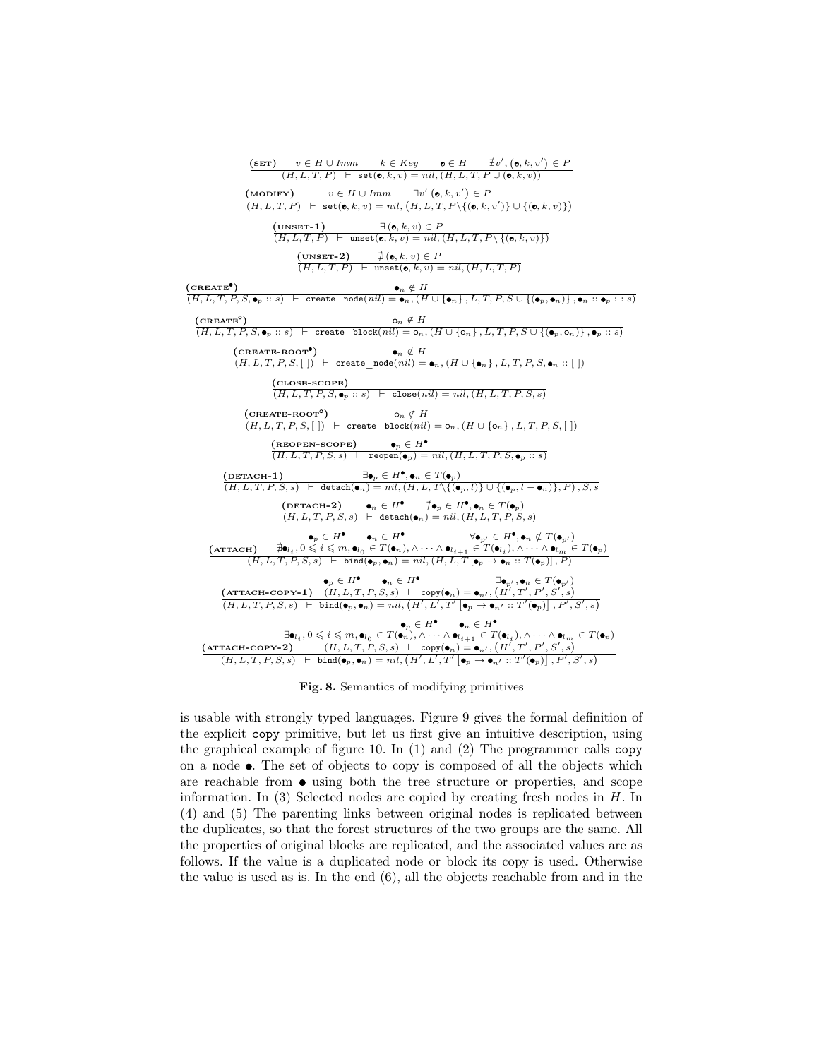$$\frac{\textbf{(SET)} \quad v \in H \cup Imm \quad k \in Key \quad \bullet \in H \quad \nexists v', (\bullet, k, v') \in P}{(H, L, T, P) \ \vdash \ \mathtt{set}(\bullet, k, v) = nil, (H, L, T, P \cup (\bullet, k, v))}$$

$$\frac{\textbf{(MODIFY)} \quad v \in H \cup Imm \quad \exists v' \, (\bullet, k, v') \in P}{(H, L, T, P) \ \vdash \ \mathtt{set}(\bullet, k, v) = nil, \left(H, L, T, P \backslash \{(\bullet, k, v')\} \cup \{(\bullet, k, v)\}\right)}$$

$$\frac{\textbf{(UNSET-1)} \quad \exists (\bullet, k, v) \in P}{(H, L, T, P) \ \vdash \ \mathtt{unset}(\bullet, k, v) = nil, (H, L, T, P \backslash \{(\bullet, k, v)\})}$$

$$\frac{\textbf{(UNSET-2)} \quad \nexists (\bullet, k, v) \in P}{(H, L, T, P) \ \vdash \ \mathtt{unset}(\bullet, k, v) = nil, (H, L, T, P)}$$

$$\frac{\textbf{(CREATE}^\bullet\textbf{)} \quad \bullet_n \notin H}{(H, L, T, P, S, \bullet_p :: s) \ \vdash \ \mathtt{create\_node}(nil) = \bullet_n, (H \cup \{\bullet_n\}, L, T, P, S \cup \{(\bullet_p, \bullet_n)\}, \bullet_n :: \bullet_p :: s)}$$

$$\frac{\textbf{(CREATE}^\circ\textbf{)} \quad \circ_n \notin H}{(H, L, T, P, S, \bullet_p :: s) \ \vdash \ \mathtt{create\_block}(nil) = \circ_n, (H \cup \{\circ_n\}, L, T, P, S \cup \{(\bullet_p, \circ_n)\}, \bullet_p :: s)}$$

$$\frac{\textbf{(CREATE-ROOT}^\bullet\textbf{)} \quad \bullet_n \notin H}{(H, L, T, P, S, [\,]) \ \vdash \ \mathtt{create\_node}(nil) = \bullet_n, (H \cup \{\bullet_n\}, L, T, P, S, \bullet_n :: [\,])}$$

$$\frac{\textbf{(CLOSE-SCOPE)}}{(H, L, T, P, S, \bullet_p :: s) \ \vdash \ \mathtt{close}(nil) = nil, (H, L, T, P, S, s)}$$

$$\frac{\textbf{(CREATE-ROOT}^\circ\textbf{)} \quad \circ_n \notin H}{(H, L, T, P, S, [\,]) \ \vdash \ \mathtt{create\_block}(nil) = \circ_n, (H \cup \{\circ_n\}, L, T, P, S, [\,])}$$

$$\frac{\textbf{(REOPEN-SCOPE)} \quad \bullet_p \in H^\bullet}{(H, L, T, P, S, s) \ \vdash \ \mathtt{reopen}(\bullet_p) = nil, (H, L, T, P, S, \bullet_p :: s)}$$

$$\frac{\textbf{(DETACH-1)} \quad \exists \bullet_p \in H^\bullet, \bullet_n \in T(\bullet_p)}{(H, L, T, P, S, s) \ \vdash \ \mathtt{detach}(\bullet_n) = nil, (H, L, T \backslash \{(\bullet_p, l)\} \cup \{(\bullet_p, l - \bullet_n)\}, P), S, s}$$

$$\frac{\textbf{(DETACH-2)} \quad \bullet_n \in H^\bullet \quad \nexists \bullet_p \in H^\bullet, \bullet_n \in T(\bullet_p)}{(H, L, T, P, S, s) \ \vdash \ \mathtt{detach}(\bullet_n) = nil, (H, L, T, P, S, s)}$$

$$\frac{\textbf{(ATTACH)} \quad \begin{array}{c} \bullet_p \in H^\bullet \quad \bullet_n \in H^\bullet \quad \forall \bullet_{p'} \in H^\bullet, \bullet_n \notin T(\bullet_{p'}) \\ \nexists \bullet_{l_i}, 0 \leqslant i \leqslant m, \bullet_{l_0} \in T(\bullet_n), \wedge \cdots \wedge \bullet_{l_{i+1}} \in T(\bullet_{l_i}), \wedge \cdots \wedge \bullet_{l_m} \in T(\bullet_p) \end{array}}{(H, L, T, P, S, s) \ \vdash \ \mathtt{bind}(\bullet_p, \bullet_n) = nil, (H, L, T\left[\bullet_p \to \bullet_n :: T(\bullet_p)\right], P)}$$

$$\frac{\textbf{(ATTACH-COPY-1)} \quad \begin{array}{c} \bullet_p \in H^\bullet \quad \bullet_n \in H^\bullet \quad \exists \bullet_{p'}, \bullet_n \in T(\bullet_{p'}) \\ (H, L, T, P, S, s) \ \vdash \ \mathtt{copy}(\bullet_n) = \bullet_{n'}, (H', T', P', S', s) \end{array}}{(H, L, T, P, S, s) \ \vdash \ \mathtt{bind}(\bullet_p, \bullet_n) = nil, \left(H', L', T'\left[\bullet_p \to \bullet_{n'} :: T'(\bullet_p)\right], P', S', s\right)}$$

$$\frac{\textbf{(ATTACH-COPY-2)} \quad \begin{array}{c} \bullet_p \in H^\bullet \quad \bullet_n \in H^\bullet \\ \exists \bullet_{l_i}, 0 \leqslant i \leqslant m, \bullet_{l_0} \in T(\bullet_n), \wedge \cdots \wedge \bullet_{l_{i+1}} \in T(\bullet_{l_i}), \wedge \cdots \wedge \bullet_{l_m} \in T(\bullet_p) \\ (H, L, T, P, S, s) \ \vdash \ \mathtt{copy}(\bullet_n) = \bullet_{n'}, (H', T', P', S', s) \end{array}}{(H, L, T, P, S, s) \ \vdash \ \mathtt{bind}(\bullet_p, \bullet_n) = nil, \left(H', L', T'\left[\bullet_p \to \bullet_{n'} :: T'(\bullet_p)\right], P', S', s\right)}$$

**Fig. 8.** Semantics of modifying primitives

is usable with strongly typed languages. Figure 9 gives the formal definition of the explicit copy primitive, but let us first give an intuitive description, using the graphical example of figure 10. In (1) and (2) The programmer calls copy on a node $\bullet$. The set of objects to copy is composed of all the objects which are reachable from $\bullet$ using both the tree structure or properties, and scope information. In (3) Selected nodes are copied by creating fresh nodes in $H$. In (4) and (5) The parenting links between original nodes is replicated between the duplicates, so that the forest structures of the two groups are the same. All the properties of original blocks are replicated, and the associated values are as follows. If the value is a duplicated node or block its copy is used. Otherwise the value is used as is. In the end (6), all the objects reachable from and in the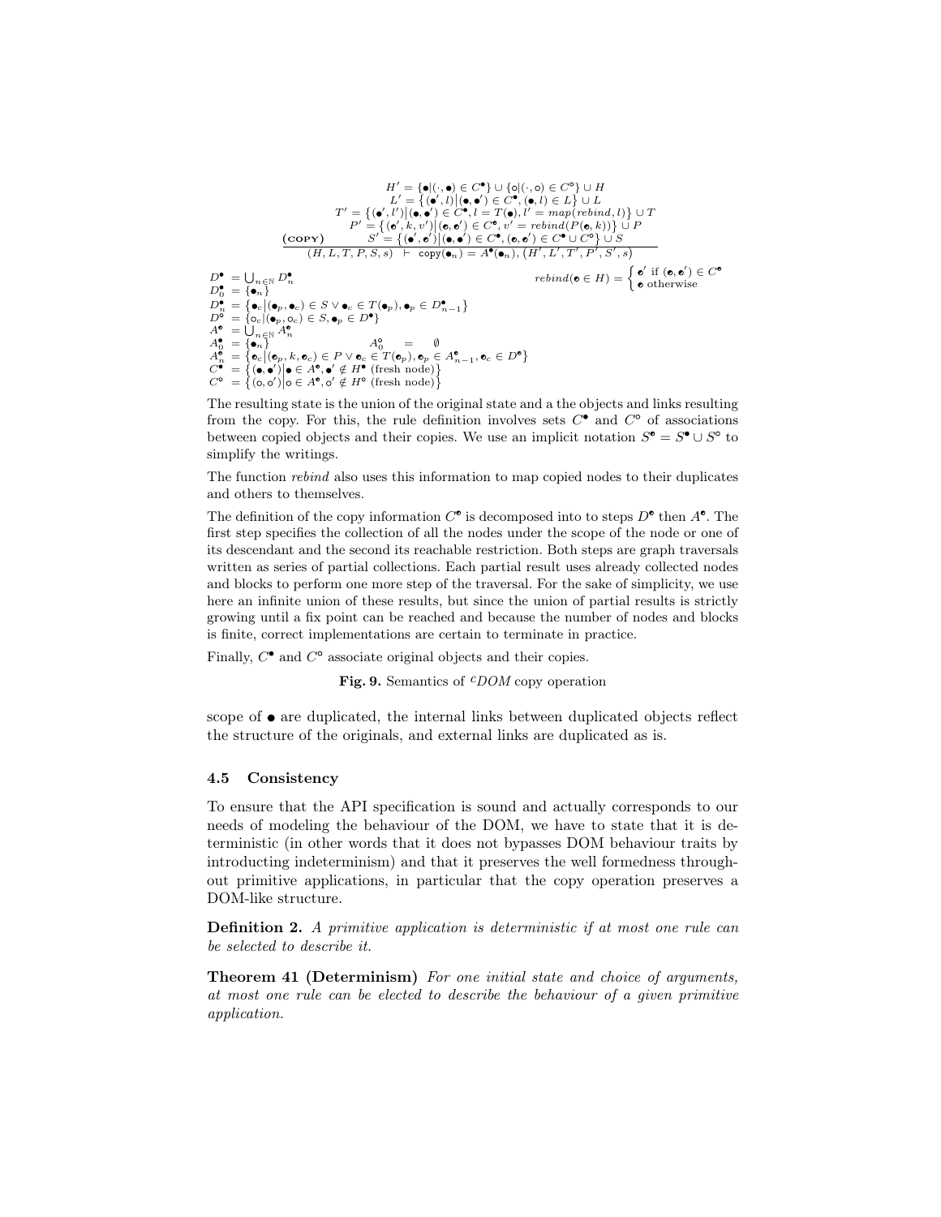$$
\frac{
\begin{array}{c}
H' = \{\bullet | (\cdot, \bullet) \in C^{\bullet}\} \cup \{\circ | (\cdot, \circ) \in C^{\circ}\} \cup H \\
L' = \{(\bullet', l) | (\bullet, \bullet') \in C^{\bullet}, (\bullet, l) \in L\} \cup L \\
T' = \{(\bullet', l') | (\bullet, \bullet') \in C^{\bullet}, l = T(\bullet), l' = map(rebind, l)\} \cup T \\
P' = \{(\mathbf{e}', k, v') | (\mathbf{e}, \mathbf{e}') \in C^{\mathbf{e}}, v' = rebind(P(\mathbf{e}, k))\} \cup P \\
\textbf{(COPY)} \qquad S' = \{(\bullet', \mathbf{e}') | (\bullet, \bullet') \in C^{\bullet}, (\mathbf{e}, \mathbf{e}') \in C^{\bullet} \cup C^{\circ}\} \cup S
\end{array}
}{
(H, L, T, P, S, s) \vdash \mathsf{copy}(\bullet_n) = A^{\bullet}(\bullet_n), (H', L', T', P', S', s)
}
$$

$$
rebind(\mathbf{e} \in H) = \begin{cases} \mathbf{e}' \text{ if } (\mathbf{e}, \mathbf{e}') \in C^{\mathbf{e}} \\ \mathbf{e} \text{ otherwise} \end{cases}
$$

$$
\begin{array}{ll}
D^{\bullet} & = \bigcup_{n \in \mathbb{N}} D^{\bullet}_n \\
D^{\bullet}_0 & = \{\bullet_n\} \\
D^{\bullet}_n & = \{\bullet_c | (\bullet_p, \bullet_c) \in S \vee \bullet_c \in T(\bullet_p), \bullet_p \in D^{\bullet}_{n-1}\} \\
D^{\circ} & = \{\circ_c | (\bullet_p, \circ_c) \in S, \bullet_p \in D^{\bullet}\} \\
A^{\mathbf{e}} & = \bigcup_{n \in \mathbb{N}} A^{\mathbf{e}}_n \\
A^{\bullet}_0 & = \{\bullet_n\} \qquad\qquad A^{\circ}_0 \quad = \quad \emptyset \\
A^{\mathbf{e}}_n & = \{\mathbf{e}_c | (\mathbf{e}_p, k, \mathbf{e}_c) \in P \vee \mathbf{e}_c \in T(\mathbf{e}_p), \mathbf{e}_p \in A^{\mathbf{e}}_{n-1}, \mathbf{e}_c \in D^{\mathbf{e}}\} \\
C^{\bullet} & = \{(\bullet, \bullet') | \bullet \in A^{\bullet}, \bullet' \notin H^{\bullet} \text{ (fresh node)}\} \\
C^{\circ} & = \{(\circ, \circ') | \circ \in A^{\circ}, \circ' \notin H^{\circ} \text{ (fresh node)}\}
\end{array}
$$

The resulting state is the union of the original state and a the objects and links resulting from the copy. For this, the rule definition involves sets $C^{\bullet}$ and $C^{\circ}$ of associations between copied objects and their copies. We use an implicit notation $S^{\mathbf{e}} = S^{\bullet} \cup S^{\circ}$ to simplify the writings.

The function *rebind* also uses this information to map copied nodes to their duplicates and others to themselves.

The definition of the copy information $C^{\mathbf{e}}$ is decomposed into to steps $D^{\mathbf{e}}$ then $A^{\mathbf{e}}$. The first step specifies the collection of all the nodes under the scope of the node or one of its descendant and the second its reachable restriction. Both steps are graph traversals written as series of partial collections. Each partial result uses already collected nodes and blocks to perform one more step of the traversal. For the sake of simplicity, we use here an infinite union of these results, but since the union of partial results is strictly growing until a fix point can be reached and because the number of nodes and blocks is finite, correct implementations are certain to terminate in practice.

Finally, $C^{\bullet}$ and $C^{\circ}$ associate original objects and their copies.

**Fig. 9.** Semantics of $^{c}DOM$ copy operation

scope of $\bullet$ are duplicated, the internal links between duplicated objects reflect the structure of the originals, and external links are duplicated as is.

### 4.5 Consistency

To ensure that the API specification is sound and actually corresponds to our needs of modeling the behaviour of the DOM, we have to state that it is deterministic (in other words that it does not bypasses DOM behaviour traits by introducting indeterminism) and that it preserves the well formedness throughout primitive applications, in particular that the copy operation preserves a DOM-like structure.

**Definition 2.** *A primitive application is deterministic if at most one rule can be selected to describe it.*

**Theorem 41 (Determinism)** *For one initial state and choice of arguments, at most one rule can be elected to describe the behaviour of a given primitive application.*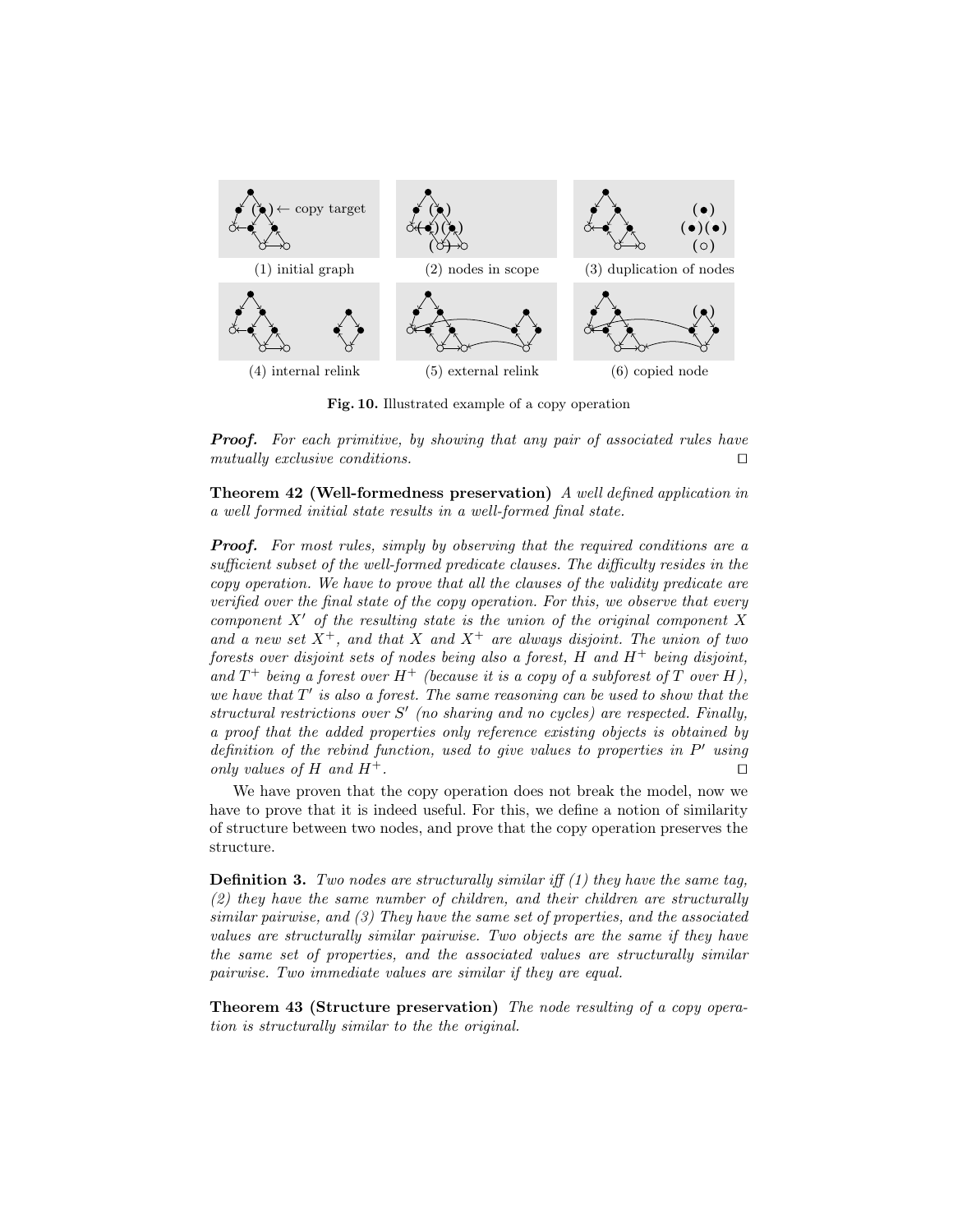(1) initial graph (2) nodes in scope (3) duplication of nodes

(4) internal relink (5) external relink (6) copied node

**Fig. 10.** Illustrated example of a copy operation

***Proof.*** *For each primitive, by showing that any pair of associated rules have mutually exclusive conditions.* ◻

**Theorem 42 (Well-formedness preservation)** *A well defined application in a well formed initial state results in a well-formed final state.*

***Proof.*** *For most rules, simply by observing that the required conditions are a sufficient subset of the well-formed predicate clauses. The difficulty resides in the copy operation. We have to prove that all the clauses of the validity predicate are verified over the final state of the copy operation. For this, we observe that every component $X'$ of the resulting state is the union of the original component $X$ and a new set $X^+$, and that $X$ and $X^+$ are always disjoint. The union of two forests over disjoint sets of nodes being also a forest, $H$ and $H^+$ being disjoint, and $T^+$ being a forest over $H^+$ (because it is a copy of a subforest of $T$ over $H$), we have that $T'$ is also a forest. The same reasoning can be used to show that the structural restrictions over $S'$ (no sharing and no cycles) are respected. Finally, a proof that the added properties only reference existing objects is obtained by definition of the rebind function, used to give values to properties in $P'$ using only values of $H$ and $H^+$.* ◻

We have proven that the copy operation does not break the model, now we have to prove that it is indeed useful. For this, we define a notion of similarity of structure between two nodes, and prove that the copy operation preserves the structure.

**Definition 3.** *Two nodes are structurally similar iff (1) they have the same tag, (2) they have the same number of children, and their children are structurally similar pairwise, and (3) They have the same set of properties, and the associated values are structurally similar pairwise. Two objects are the same if they have the same set of properties, and the associated values are structurally similar pairwise. Two immediate values are similar if they are equal.*

**Theorem 43 (Structure preservation)** *The node resulting of a copy operation is structurally similar to the the original.*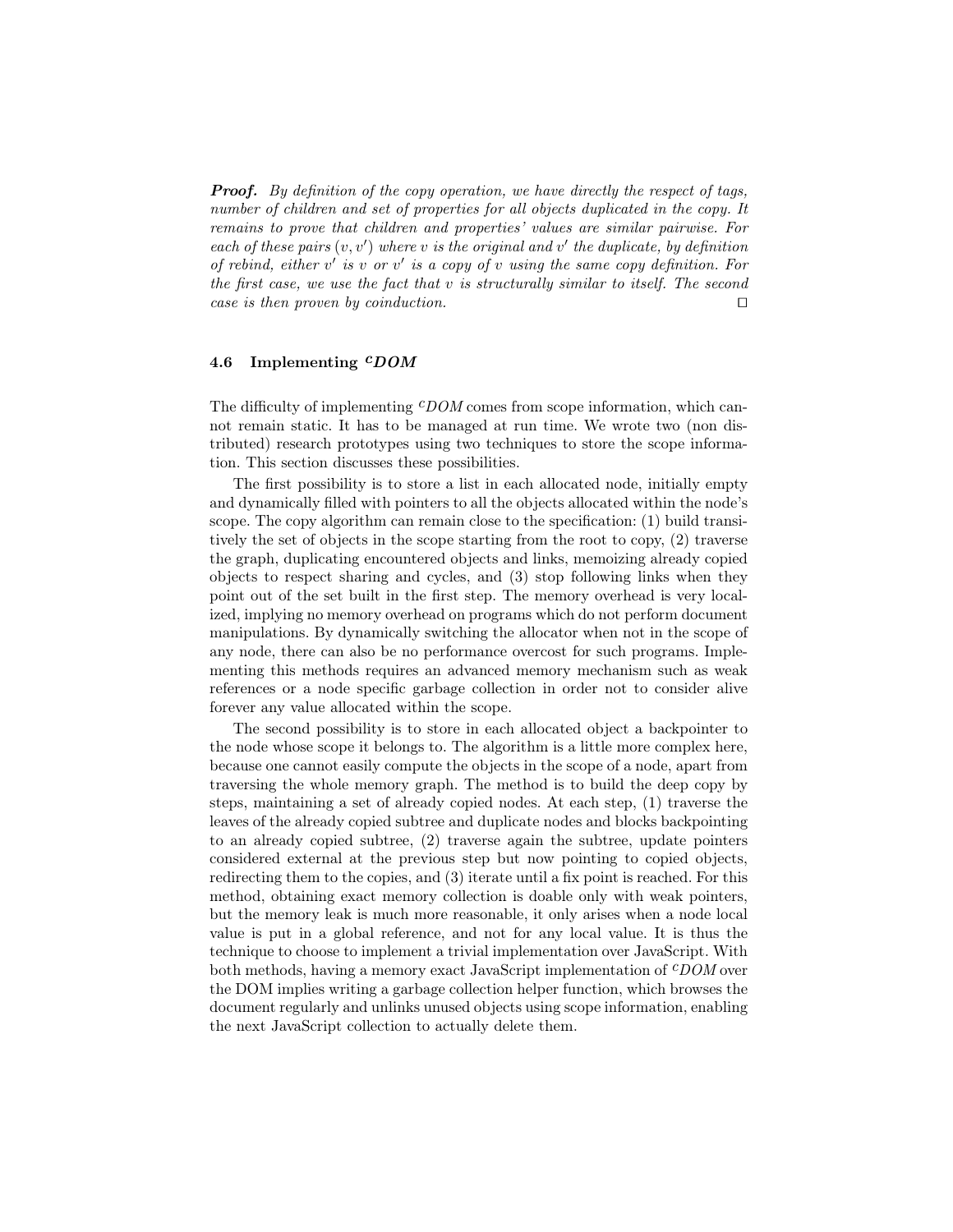***Proof.*** *By definition of the copy operation, we have directly the respect of tags, number of children and set of properties for all objects duplicated in the copy. It remains to prove that children and properties' values are similar pairwise. For each of these pairs $(v, v')$ where $v$ is the original and $v'$ the duplicate, by definition of rebind, either $v'$ is $v$ or $v'$ is a copy of $v$ using the same copy definition. For the first case, we use the fact that $v$ is structurally similar to itself. The second case is then proven by coinduction.* □

### 4.6 Implementing $^{c}DOM$

The difficulty of implementing $^{c}DOM$ comes from scope information, which cannot remain static. It has to be managed at run time. We wrote two (non distributed) research prototypes using two techniques to store the scope information. This section discusses these possibilities.

The first possibility is to store a list in each allocated node, initially empty and dynamically filled with pointers to all the objects allocated within the node's scope. The copy algorithm can remain close to the specification: (1) build transitively the set of objects in the scope starting from the root to copy, (2) traverse the graph, duplicating encountered objects and links, memoizing already copied objects to respect sharing and cycles, and (3) stop following links when they point out of the set built in the first step. The memory overhead is very localized, implying no memory overhead on programs which do not perform document manipulations. By dynamically switching the allocator when not in the scope of any node, there can also be no performance overcost for such programs. Implementing this methods requires an advanced memory mechanism such as weak references or a node specific garbage collection in order not to consider alive forever any value allocated within the scope.

The second possibility is to store in each allocated object a backpointer to the node whose scope it belongs to. The algorithm is a little more complex here, because one cannot easily compute the objects in the scope of a node, apart from traversing the whole memory graph. The method is to build the deep copy by steps, maintaining a set of already copied nodes. At each step, (1) traverse the leaves of the already copied subtree and duplicate nodes and blocks backpointing to an already copied subtree, (2) traverse again the subtree, update pointers considered external at the previous step but now pointing to copied objects, redirecting them to the copies, and (3) iterate until a fix point is reached. For this method, obtaining exact memory collection is doable only with weak pointers, but the memory leak is much more reasonable, it only arises when a node local value is put in a global reference, and not for any local value. It is thus the technique to choose to implement a trivial implementation over JavaScript. With both methods, having a memory exact JavaScript implementation of $^{c}DOM$ over the DOM implies writing a garbage collection helper function, which browses the document regularly and unlinks unused objects using scope information, enabling the next JavaScript collection to actually delete them.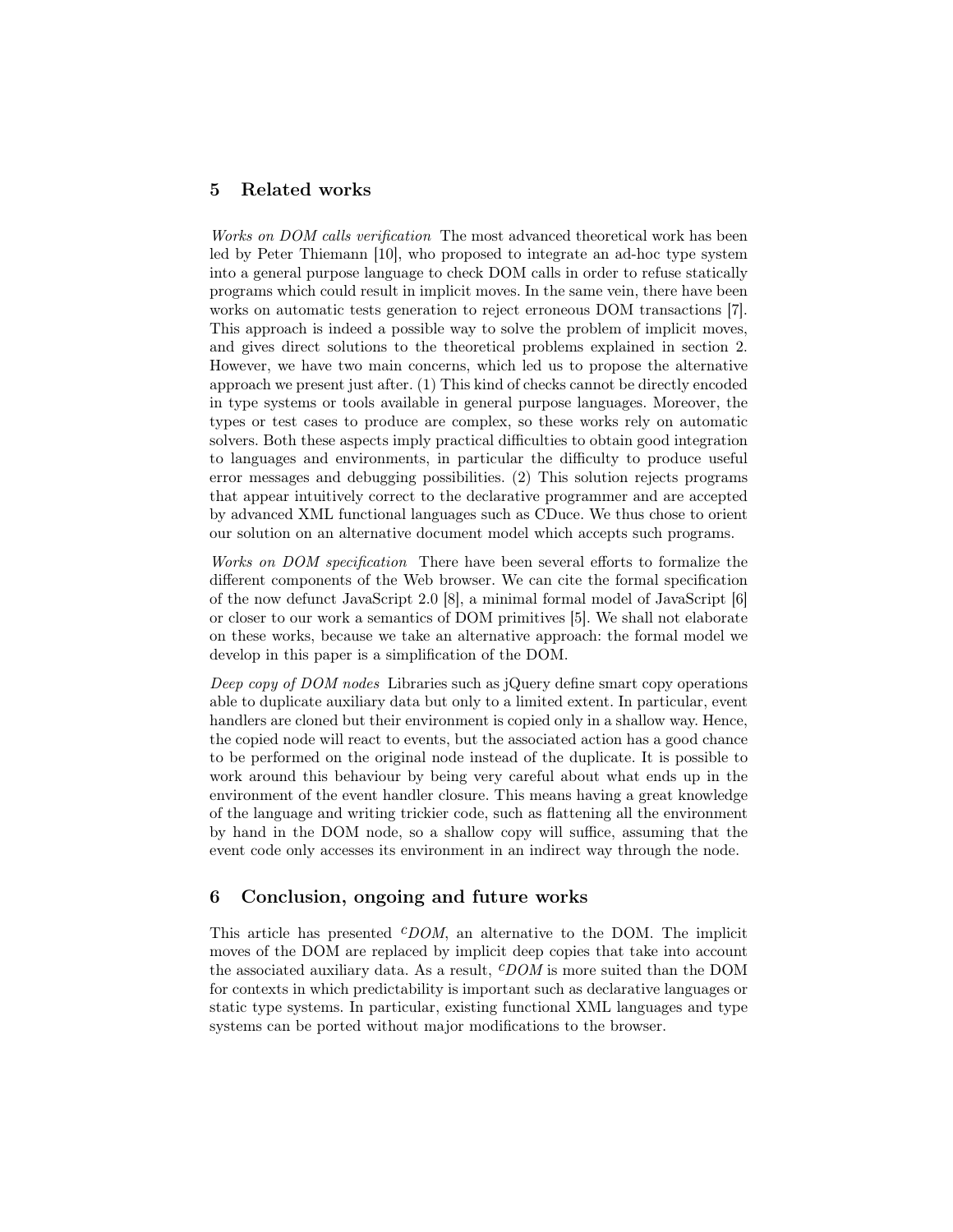## 5 Related works

*Works on DOM calls verification* The most advanced theoretical work has been led by Peter Thiemann [10], who proposed to integrate an ad-hoc type system into a general purpose language to check DOM calls in order to refuse statically programs which could result in implicit moves. In the same vein, there have been works on automatic tests generation to reject erroneous DOM transactions [7]. This approach is indeed a possible way to solve the problem of implicit moves, and gives direct solutions to the theoretical problems explained in section 2. However, we have two main concerns, which led us to propose the alternative approach we present just after. (1) This kind of checks cannot be directly encoded in type systems or tools available in general purpose languages. Moreover, the types or test cases to produce are complex, so these works rely on automatic solvers. Both these aspects imply practical difficulties to obtain good integration to languages and environments, in particular the difficulty to produce useful error messages and debugging possibilities. (2) This solution rejects programs that appear intuitively correct to the declarative programmer and are accepted by advanced XML functional languages such as CDuce. We thus chose to orient our solution on an alternative document model which accepts such programs.

*Works on DOM specification* There have been several efforts to formalize the different components of the Web browser. We can cite the formal specification of the now defunct JavaScript 2.0 [8], a minimal formal model of JavaScript [6] or closer to our work a semantics of DOM primitives [5]. We shall not elaborate on these works, because we take an alternative approach: the formal model we develop in this paper is a simplification of the DOM.

*Deep copy of DOM nodes* Libraries such as jQuery define smart copy operations able to duplicate auxiliary data but only to a limited extent. In particular, event handlers are cloned but their environment is copied only in a shallow way. Hence, the copied node will react to events, but the associated action has a good chance to be performed on the original node instead of the duplicate. It is possible to work around this behaviour by being very careful about what ends up in the environment of the event handler closure. This means having a great knowledge of the language and writing trickier code, such as flattening all the environment by hand in the DOM node, so a shallow copy will suffice, assuming that the event code only accesses its environment in an indirect way through the node.

## 6 Conclusion, ongoing and future works

This article has presented ${}^{c}DOM$, an alternative to the DOM. The implicit moves of the DOM are replaced by implicit deep copies that take into account the associated auxiliary data. As a result, ${}^{c}DOM$ is more suited than the DOM for contexts in which predictability is important such as declarative languages or static type systems. In particular, existing functional XML languages and type systems can be ported without major modifications to the browser.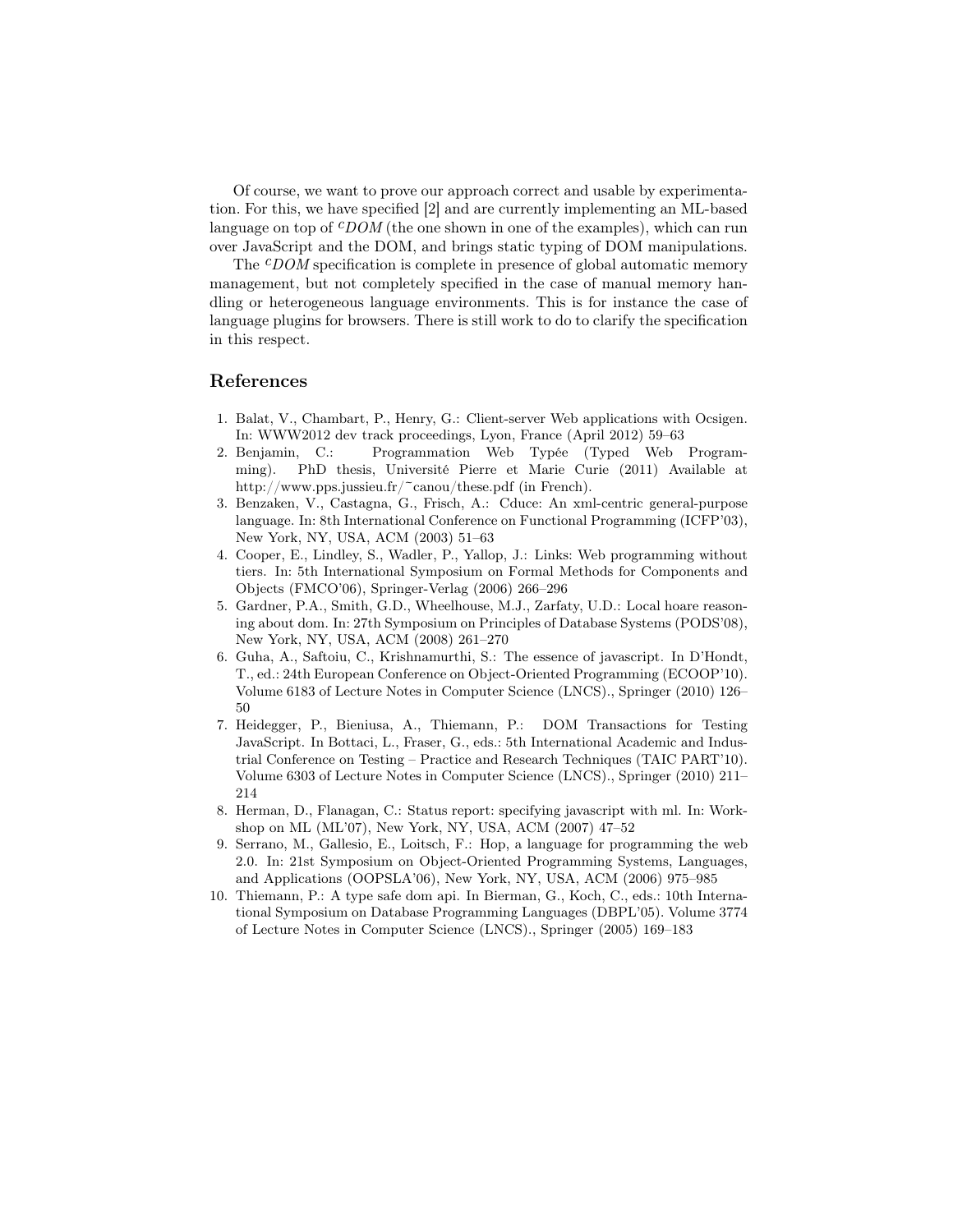Of course, we want to prove our approach correct and usable by experimentation. For this, we have specified [2] and are currently implementing an ML-based language on top of ${}^{c}DOM$ (the one shown in one of the examples), which can run over JavaScript and the DOM, and brings static typing of DOM manipulations.

The ${}^{c}DOM$ specification is complete in presence of global automatic memory management, but not completely specified in the case of manual memory handling or heterogeneous language environments. This is for instance the case of language plugins for browsers. There is still work to do to clarify the specification in this respect.

## References

1. Balat, V., Chambart, P., Henry, G.: Client-server Web applications with Ocsigen. In: WWW2012 dev track proceedings, Lyon, France (April 2012) 59–63
2. Benjamin, C.: Programmation Web Typée (Typed Web Programming). PhD thesis, Université Pierre et Marie Curie (2011) Available at http://www.pps.jussieu.fr/˜canou/these.pdf (in French).
3. Benzaken, V., Castagna, G., Frisch, A.: Cduce: An xml-centric general-purpose language. In: 8th International Conference on Functional Programming (ICFP'03), New York, NY, USA, ACM (2003) 51–63
4. Cooper, E., Lindley, S., Wadler, P., Yallop, J.: Links: Web programming without tiers. In: 5th International Symposium on Formal Methods for Components and Objects (FMCO'06), Springer-Verlag (2006) 266–296
5. Gardner, P.A., Smith, G.D., Wheelhouse, M.J., Zarfaty, U.D.: Local hoare reasoning about dom. In: 27th Symposium on Principles of Database Systems (PODS'08), New York, NY, USA, ACM (2008) 261–270
6. Guha, A., Saftoiu, C., Krishnamurthi, S.: The essence of javascript. In D'Hondt, T., ed.: 24th European Conference on Object-Oriented Programming (ECOOP'10). Volume 6183 of Lecture Notes in Computer Science (LNCS)., Springer (2010) 126–50
7. Heidegger, P., Bieniusa, A., Thiemann, P.: DOM Transactions for Testing JavaScript. In Bottaci, L., Fraser, G., eds.: 5th International Academic and Industrial Conference on Testing – Practice and Research Techniques (TAIC PART'10). Volume 6303 of Lecture Notes in Computer Science (LNCS)., Springer (2010) 211–214
8. Herman, D., Flanagan, C.: Status report: specifying javascript with ml. In: Workshop on ML (ML'07), New York, NY, USA, ACM (2007) 47–52
9. Serrano, M., Gallesio, E., Loitsch, F.: Hop, a language for programming the web 2.0. In: 21st Symposium on Object-Oriented Programming Systems, Languages, and Applications (OOPSLA'06), New York, NY, USA, ACM (2006) 975–985
10. Thiemann, P.: A type safe dom api. In Bierman, G., Koch, C., eds.: 10th International Symposium on Database Programming Languages (DBPL'05). Volume 3774 of Lecture Notes in Computer Science (LNCS)., Springer (2005) 169–183